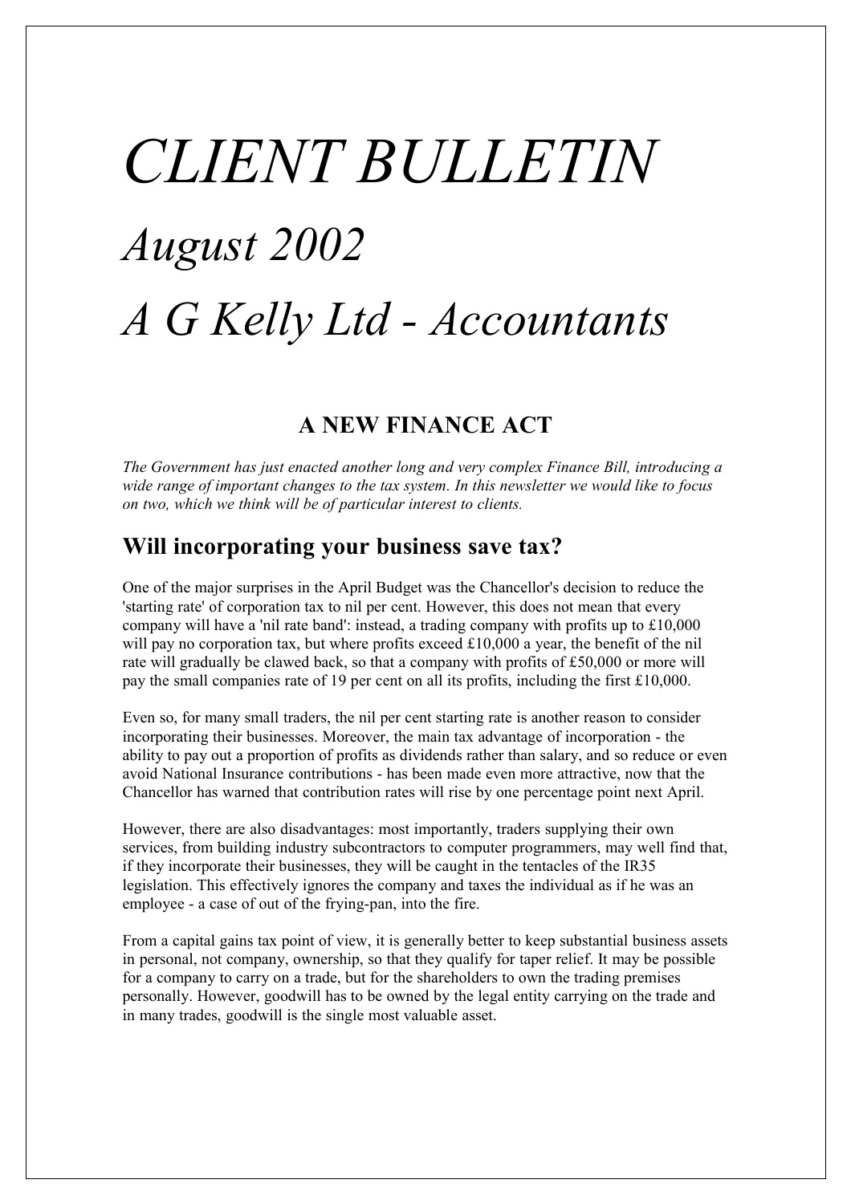# *CLIENT BULLETIN*

# *August 2002*

# *A G Kelly Ltd - Accountants*

## A NEW FINANCE ACT

*The Government has just enacted another long and very complex Finance Bill, introducing a wide range of important changes to the tax system. In this newsletter we would like to focus on two, which we think will be of particular interest to clients.*

### Will incorporating your business save tax?

One of the major surprises in the April Budget was the Chancellor's decision to reduce the 'starting rate' of corporation tax to nil per cent. However, this does not mean that every company will have a 'nil rate band': instead, a trading company with profits up to £10,000 will pay no corporation tax, but where profits exceed £10,000 a year, the benefit of the nil rate will gradually be clawed back, so that a company with profits of £50,000 or more will pay the small companies rate of 19 per cent on all its profits, including the first £10,000.

Even so, for many small traders, the nil per cent starting rate is another reason to consider incorporating their businesses. Moreover, the main tax advantage of incorporation - the ability to pay out a proportion of profits as dividends rather than salary, and so reduce or even avoid National Insurance contributions - has been made even more attractive, now that the Chancellor has warned that contribution rates will rise by one percentage point next April.

However, there are also disadvantages: most importantly, traders supplying their own services, from building industry subcontractors to computer programmers, may well find that, if they incorporate their businesses, they will be caught in the tentacles of the IR35 legislation. This effectively ignores the company and taxes the individual as if he was an employee - a case of out of the frying-pan, into the fire.

From a capital gains tax point of view, it is generally better to keep substantial business assets in personal, not company, ownership, so that they qualify for taper relief. It may be possible for a company to carry on a trade, but for the shareholders to own the trading premises personally. However, goodwill has to be owned by the legal entity carrying on the trade and in many trades, goodwill is the single most valuable asset.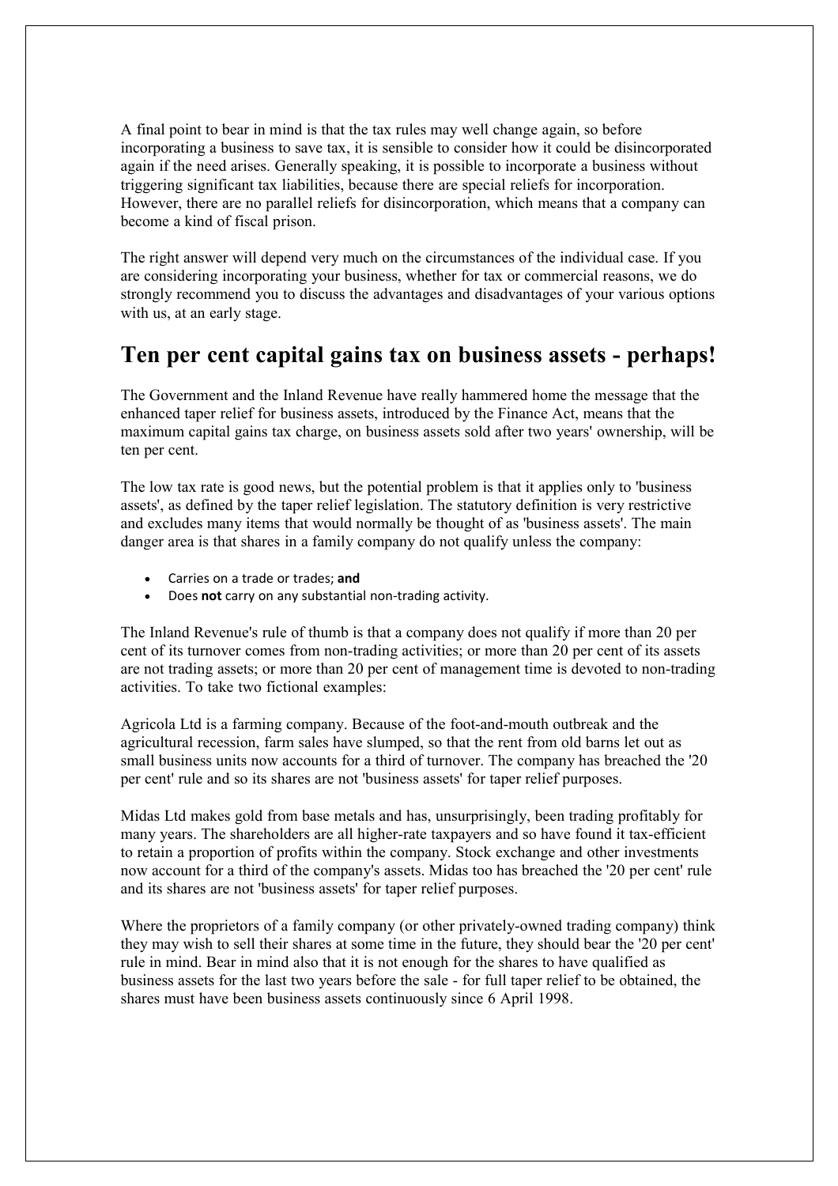A final point to bear in mind is that the tax rules may well change again, so before incorporating a business to save tax, it is sensible to consider how it could be disincorporated again if the need arises. Generally speaking, it is possible to incorporate a business without triggering significant tax liabilities, because there are special reliefs for incorporation. However, there are no parallel reliefs for disincorporation, which means that a company can become a kind of fiscal prison.

The right answer will depend very much on the circumstances of the individual case. If you are considering incorporating your business, whether for tax or commercial reasons, we do strongly recommend you to discuss the advantages and disadvantages of your various options with us, at an early stage.

## Ten per cent capital gains tax on business assets - perhaps!

The Government and the Inland Revenue have really hammered home the message that the enhanced taper relief for business assets, introduced by the Finance Act, means that the maximum capital gains tax charge, on business assets sold after two years' ownership, will be ten per cent.

The low tax rate is good news, but the potential problem is that it applies only to 'business assets', as defined by the taper relief legislation. The statutory definition is very restrictive and excludes many items that would normally be thought of as 'business assets'. The main danger area is that shares in a family company do not qualify unless the company:

- Carries on a trade or trades; **and**
- Does **not** carry on any substantial non-trading activity.

The Inland Revenue's rule of thumb is that a company does not qualify if more than 20 per cent of its turnover comes from non-trading activities; or more than 20 per cent of its assets are not trading assets; or more than 20 per cent of management time is devoted to non-trading activities. To take two fictional examples:

Agricola Ltd is a farming company. Because of the foot-and-mouth outbreak and the agricultural recession, farm sales have slumped, so that the rent from old barns let out as small business units now accounts for a third of turnover. The company has breached the '20 per cent' rule and so its shares are not 'business assets' for taper relief purposes.

Midas Ltd makes gold from base metals and has, unsurprisingly, been trading profitably for many years. The shareholders are all higher-rate taxpayers and so have found it tax-efficient to retain a proportion of profits within the company. Stock exchange and other investments now account for a third of the company's assets. Midas too has breached the '20 per cent' rule and its shares are not 'business assets' for taper relief purposes.

Where the proprietors of a family company (or other privately-owned trading company) think they may wish to sell their shares at some time in the future, they should bear the '20 per cent' rule in mind. Bear in mind also that it is not enough for the shares to have qualified as business assets for the last two years before the sale - for full taper relief to be obtained, the shares must have been business assets continuously since 6 April 1998.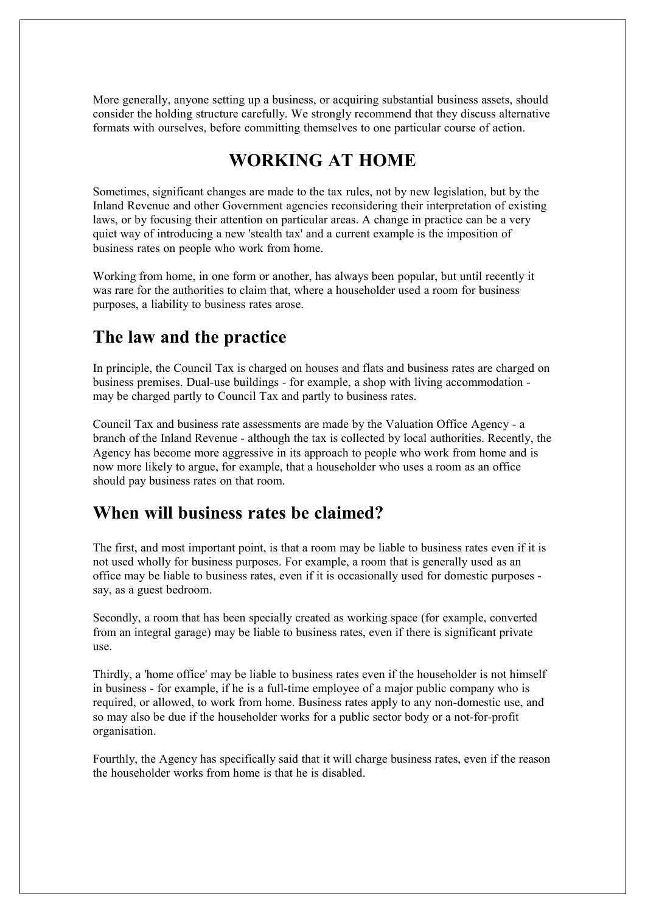More generally, anyone setting up a business, or acquiring substantial business assets, should consider the holding structure carefully. We strongly recommend that they discuss alternative formats with ourselves, before committing themselves to one particular course of action.

# WORKING AT HOME

Sometimes, significant changes are made to the tax rules, not by new legislation, but by the Inland Revenue and other Government agencies reconsidering their interpretation of existing laws, or by focusing their attention on particular areas. A change in practice can be a very quiet way of introducing a new 'stealth tax' and a current example is the imposition of business rates on people who work from home.

Working from home, in one form or another, has always been popular, but until recently it was rare for the authorities to claim that, where a householder used a room for business purposes, a liability to business rates arose.

## The law and the practice

In principle, the Council Tax is charged on houses and flats and business rates are charged on business premises. Dual-use buildings - for example, a shop with living accommodation - may be charged partly to Council Tax and partly to business rates.

Council Tax and business rate assessments are made by the Valuation Office Agency - a branch of the Inland Revenue - although the tax is collected by local authorities. Recently, the Agency has become more aggressive in its approach to people who work from home and is now more likely to argue, for example, that a householder who uses a room as an office should pay business rates on that room.

## When will business rates be claimed?

The first, and most important point, is that a room may be liable to business rates even if it is not used wholly for business purposes. For example, a room that is generally used as an office may be liable to business rates, even if it is occasionally used for domestic purposes - say, as a guest bedroom.

Secondly, a room that has been specially created as working space (for example, converted from an integral garage) may be liable to business rates, even if there is significant private use.

Thirdly, a 'home office' may be liable to business rates even if the householder is not himself in business - for example, if he is a full-time employee of a major public company who is required, or allowed, to work from home. Business rates apply to any non-domestic use, and so may also be due if the householder works for a public sector body or a not-for-profit organisation.

Fourthly, the Agency has specifically said that it will charge business rates, even if the reason the householder works from home is that he is disabled.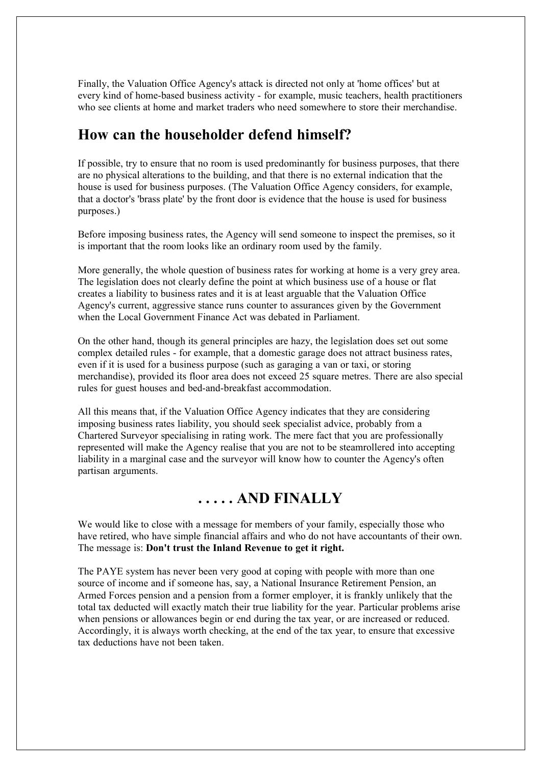Finally, the Valuation Office Agency's attack is directed not only at 'home offices' but at every kind of home-based business activity - for example, music teachers, health practitioners who see clients at home and market traders who need somewhere to store their merchandise.

## How can the householder defend himself?

If possible, try to ensure that no room is used predominantly for business purposes, that there are no physical alterations to the building, and that there is no external indication that the house is used for business purposes. (The Valuation Office Agency considers, for example, that a doctor's 'brass plate' by the front door is evidence that the house is used for business purposes.)

Before imposing business rates, the Agency will send someone to inspect the premises, so it is important that the room looks like an ordinary room used by the family.

More generally, the whole question of business rates for working at home is a very grey area. The legislation does not clearly define the point at which business use of a house or flat creates a liability to business rates and it is at least arguable that the Valuation Office Agency's current, aggressive stance runs counter to assurances given by the Government when the Local Government Finance Act was debated in Parliament.

On the other hand, though its general principles are hazy, the legislation does set out some complex detailed rules - for example, that a domestic garage does not attract business rates, even if it is used for a business purpose (such as garaging a van or taxi, or storing merchandise), provided its floor area does not exceed 25 square metres. There are also special rules for guest houses and bed-and-breakfast accommodation.

All this means that, if the Valuation Office Agency indicates that they are considering imposing business rates liability, you should seek specialist advice, probably from a Chartered Surveyor specialising in rating work. The mere fact that you are professionally represented will make the Agency realise that you are not to be steamrollered into accepting liability in a marginal case and the surveyor will know how to counter the Agency's often partisan arguments.

## . . . . . AND FINALLY

We would like to close with a message for members of your family, especially those who have retired, who have simple financial affairs and who do not have accountants of their own. The message is: **Don't trust the Inland Revenue to get it right.**

The PAYE system has never been very good at coping with people with more than one source of income and if someone has, say, a National Insurance Retirement Pension, an Armed Forces pension and a pension from a former employer, it is frankly unlikely that the total tax deducted will exactly match their true liability for the year. Particular problems arise when pensions or allowances begin or end during the tax year, or are increased or reduced. Accordingly, it is always worth checking, at the end of the tax year, to ensure that excessive tax deductions have not been taken.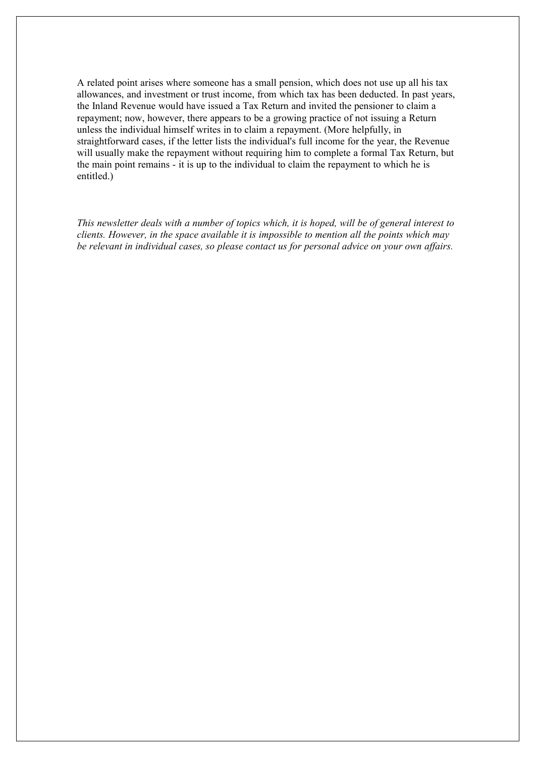A related point arises where someone has a small pension, which does not use up all his tax allowances, and investment or trust income, from which tax has been deducted. In past years, the Inland Revenue would have issued a Tax Return and invited the pensioner to claim a repayment; now, however, there appears to be a growing practice of not issuing a Return unless the individual himself writes in to claim a repayment. (More helpfully, in straightforward cases, if the letter lists the individual's full income for the year, the Revenue will usually make the repayment without requiring him to complete a formal Tax Return, but the main point remains - it is up to the individual to claim the repayment to which he is entitled.)

*This newsletter deals with a number of topics which, it is hoped, will be of general interest to clients. However, in the space available it is impossible to mention all the points which may be relevant in individual cases, so please contact us for personal advice on your own affairs.*